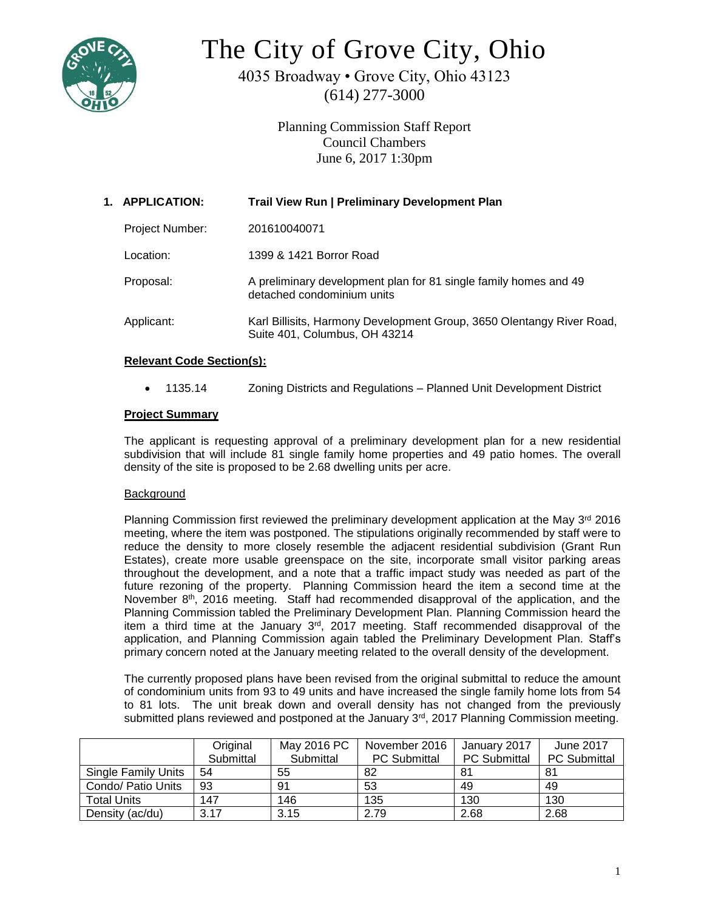# The City of Grove City, Ohio

4035 Broadway • Grove City, Ohio 43123
(614) 277-3000

Planning Commission Staff Report
Council Chambers
June 6, 2017 1:30pm

## 1. APPLICATION: Trail View Run | Preliminary Development Plan

Project Number: 201610040071

Location: 1399 & 1421 Borror Road

Proposal: A preliminary development plan for 81 single family homes and 49 detached condominium units

Applicant: Karl Billisits, Harmony Development Group, 3650 Olentangy River Road, Suite 401, Columbus, OH 43214

### Relevant Code Section(s):

- 1135.14 Zoning Districts and Regulations – Planned Unit Development District

### Project Summary

The applicant is requesting approval of a preliminary development plan for a new residential subdivision that will include 81 single family home properties and 49 patio homes. The overall density of the site is proposed to be 2.68 dwelling units per acre.

#### Background

Planning Commission first reviewed the preliminary development application at the May 3rd 2016 meeting, where the item was postponed. The stipulations originally recommended by staff were to reduce the density to more closely resemble the adjacent residential subdivision (Grant Run Estates), create more usable greenspace on the site, incorporate small visitor parking areas throughout the development, and a note that a traffic impact study was needed as part of the future rezoning of the property. Planning Commission heard the item a second time at the November 8th, 2016 meeting. Staff had recommended disapproval of the application, and the Planning Commission tabled the Preliminary Development Plan. Planning Commission heard the item a third time at the January 3rd, 2017 meeting. Staff recommended disapproval of the application, and Planning Commission again tabled the Preliminary Development Plan. Staff's primary concern noted at the January meeting related to the overall density of the development.

The currently proposed plans have been revised from the original submittal to reduce the amount of condominium units from 93 to 49 units and have increased the single family home lots from 54 to 81 lots. The unit break down and overall density has not changed from the previously submitted plans reviewed and postponed at the January 3rd, 2017 Planning Commission meeting.

| | Original Submittal | May 2016 PC Submittal | November 2016 PC Submittal | January 2017 PC Submittal | June 2017 PC Submittal |
|---|---|---|---|---|---|
| Single Family Units | 54 | 55 | 82 | 81 | 81 |
| Condo/ Patio Units | 93 | 91 | 53 | 49 | 49 |
| Total Units | 147 | 146 | 135 | 130 | 130 |
| Density (ac/du) | 3.17 | 3.15 | 2.79 | 2.68 | 2.68 |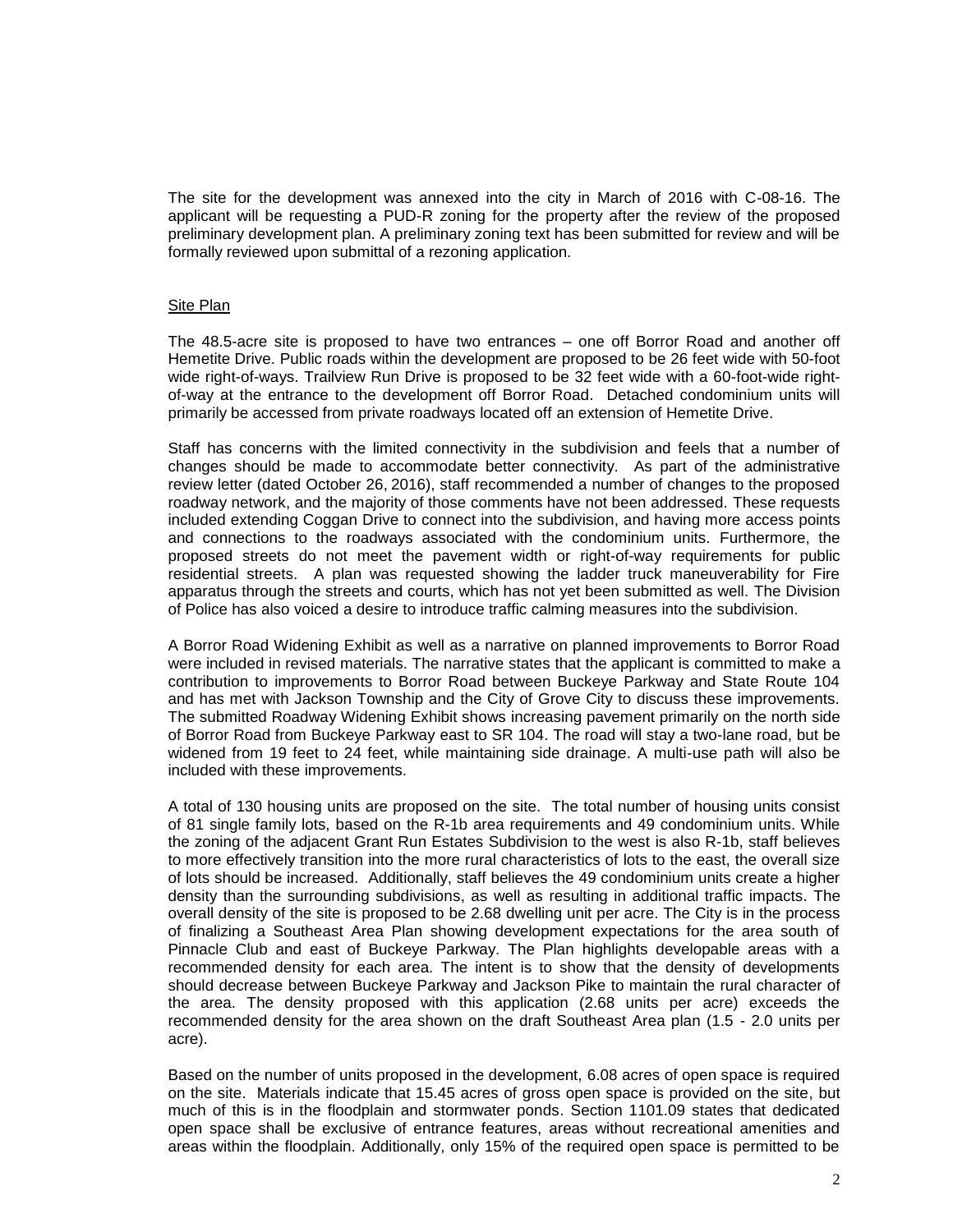The site for the development was annexed into the city in March of 2016 with C-08-16. The applicant will be requesting a PUD-R zoning for the property after the review of the proposed preliminary development plan. A preliminary zoning text has been submitted for review and will be formally reviewed upon submittal of a rezoning application.

Site Plan

The 48.5-acre site is proposed to have two entrances – one off Borror Road and another off Hemetite Drive. Public roads within the development are proposed to be 26 feet wide with 50-foot wide right-of-ways. Trailview Run Drive is proposed to be 32 feet wide with a 60-foot-wide right-of-way at the entrance to the development off Borror Road. Detached condominium units will primarily be accessed from private roadways located off an extension of Hemetite Drive.

Staff has concerns with the limited connectivity in the subdivision and feels that a number of changes should be made to accommodate better connectivity. As part of the administrative review letter (dated October 26, 2016), staff recommended a number of changes to the proposed roadway network, and the majority of those comments have not been addressed. These requests included extending Coggan Drive to connect into the subdivision, and having more access points and connections to the roadways associated with the condominium units. Furthermore, the proposed streets do not meet the pavement width or right-of-way requirements for public residential streets. A plan was requested showing the ladder truck maneuverability for Fire apparatus through the streets and courts, which has not yet been submitted as well. The Division of Police has also voiced a desire to introduce traffic calming measures into the subdivision.

A Borror Road Widening Exhibit as well as a narrative on planned improvements to Borror Road were included in revised materials. The narrative states that the applicant is committed to make a contribution to improvements to Borror Road between Buckeye Parkway and State Route 104 and has met with Jackson Township and the City of Grove City to discuss these improvements. The submitted Roadway Widening Exhibit shows increasing pavement primarily on the north side of Borror Road from Buckeye Parkway east to SR 104. The road will stay a two-lane road, but be widened from 19 feet to 24 feet, while maintaining side drainage. A multi-use path will also be included with these improvements.

A total of 130 housing units are proposed on the site. The total number of housing units consist of 81 single family lots, based on the R-1b area requirements and 49 condominium units. While the zoning of the adjacent Grant Run Estates Subdivision to the west is also R-1b, staff believes to more effectively transition into the more rural characteristics of lots to the east, the overall size of lots should be increased. Additionally, staff believes the 49 condominium units create a higher density than the surrounding subdivisions, as well as resulting in additional traffic impacts. The overall density of the site is proposed to be 2.68 dwelling unit per acre. The City is in the process of finalizing a Southeast Area Plan showing development expectations for the area south of Pinnacle Club and east of Buckeye Parkway. The Plan highlights developable areas with a recommended density for each area. The intent is to show that the density of developments should decrease between Buckeye Parkway and Jackson Pike to maintain the rural character of the area. The density proposed with this application (2.68 units per acre) exceeds the recommended density for the area shown on the draft Southeast Area plan (1.5 - 2.0 units per acre).

Based on the number of units proposed in the development, 6.08 acres of open space is required on the site. Materials indicate that 15.45 acres of gross open space is provided on the site, but much of this is in the floodplain and stormwater ponds. Section 1101.09 states that dedicated open space shall be exclusive of entrance features, areas without recreational amenities and areas within the floodplain. Additionally, only 15% of the required open space is permitted to be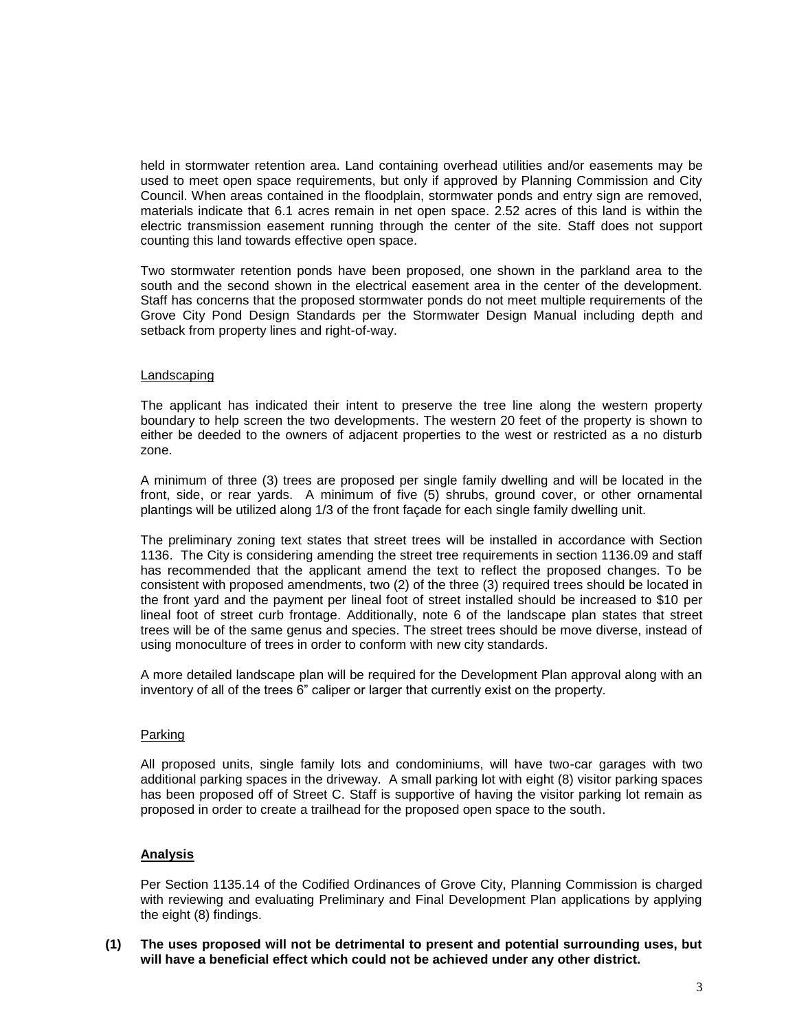held in stormwater retention area. Land containing overhead utilities and/or easements may be used to meet open space requirements, but only if approved by Planning Commission and City Council. When areas contained in the floodplain, stormwater ponds and entry sign are removed, materials indicate that 6.1 acres remain in net open space. 2.52 acres of this land is within the electric transmission easement running through the center of the site. Staff does not support counting this land towards effective open space.

Two stormwater retention ponds have been proposed, one shown in the parkland area to the south and the second shown in the electrical easement area in the center of the development. Staff has concerns that the proposed stormwater ponds do not meet multiple requirements of the Grove City Pond Design Standards per the Stormwater Design Manual including depth and setback from property lines and right-of-way.

Landscaping

The applicant has indicated their intent to preserve the tree line along the western property boundary to help screen the two developments. The western 20 feet of the property is shown to either be deeded to the owners of adjacent properties to the west or restricted as a no disturb zone.

A minimum of three (3) trees are proposed per single family dwelling and will be located in the front, side, or rear yards. A minimum of five (5) shrubs, ground cover, or other ornamental plantings will be utilized along 1/3 of the front façade for each single family dwelling unit.

The preliminary zoning text states that street trees will be installed in accordance with Section 1136. The City is considering amending the street tree requirements in section 1136.09 and staff has recommended that the applicant amend the text to reflect the proposed changes. To be consistent with proposed amendments, two (2) of the three (3) required trees should be located in the front yard and the payment per lineal foot of street installed should be increased to $10 per lineal foot of street curb frontage. Additionally, note 6 of the landscape plan states that street trees will be of the same genus and species. The street trees should be move diverse, instead of using monoculture of trees in order to conform with new city standards.

A more detailed landscape plan will be required for the Development Plan approval along with an inventory of all of the trees 6" caliper or larger that currently exist on the property.

Parking

All proposed units, single family lots and condominiums, will have two-car garages with two additional parking spaces in the driveway. A small parking lot with eight (8) visitor parking spaces has been proposed off of Street C. Staff is supportive of having the visitor parking lot remain as proposed in order to create a trailhead for the proposed open space to the south.

## Analysis

Per Section 1135.14 of the Codified Ordinances of Grove City, Planning Commission is charged with reviewing and evaluating Preliminary and Final Development Plan applications by applying the eight (8) findings.

**(1) The uses proposed will not be detrimental to present and potential surrounding uses, but will have a beneficial effect which could not be achieved under any other district.**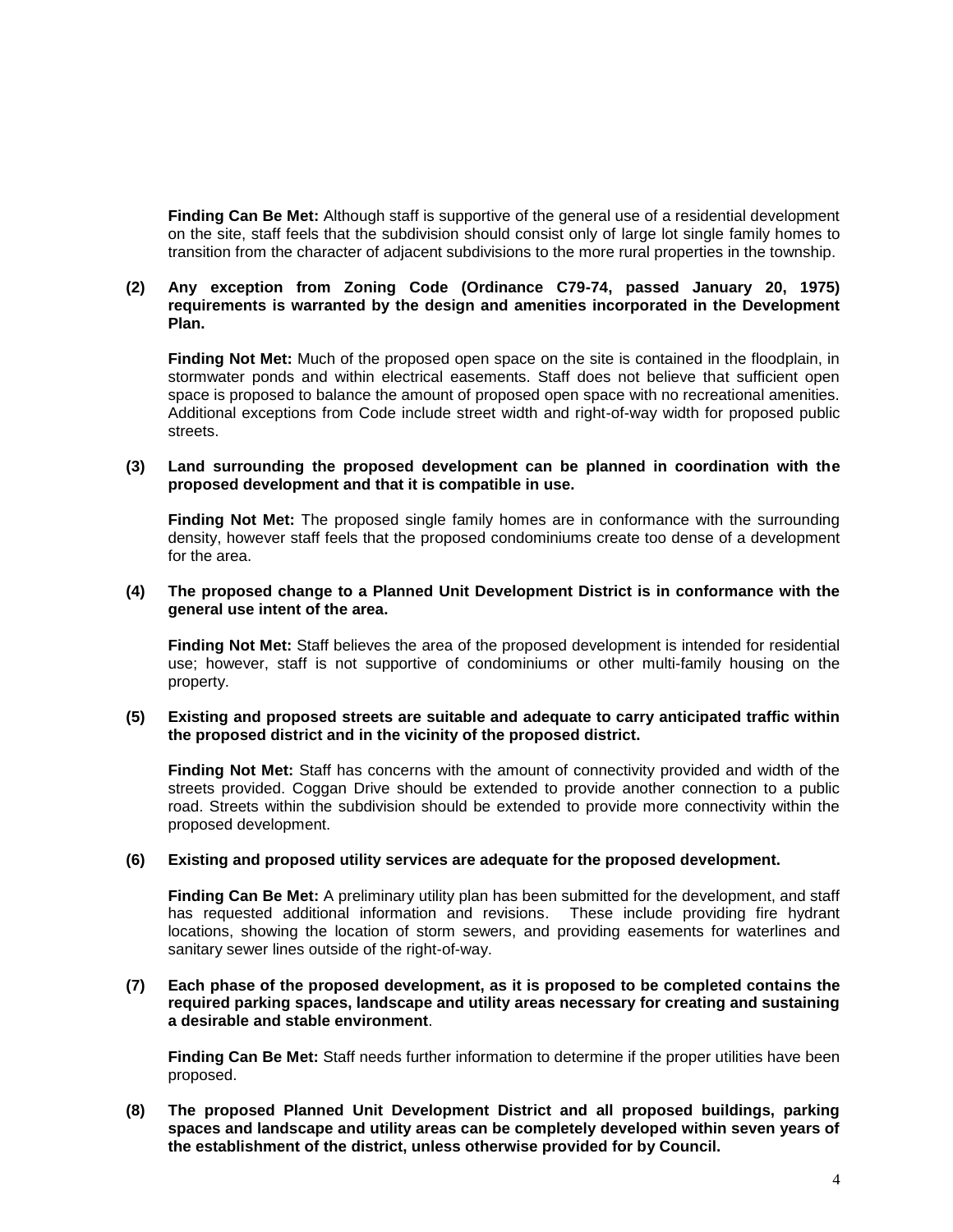**Finding Can Be Met:** Although staff is supportive of the general use of a residential development on the site, staff feels that the subdivision should consist only of large lot single family homes to transition from the character of adjacent subdivisions to the more rural properties in the township.

**(2) Any exception from Zoning Code (Ordinance C79-74, passed January 20, 1975) requirements is warranted by the design and amenities incorporated in the Development Plan.**

**Finding Not Met:** Much of the proposed open space on the site is contained in the floodplain, in stormwater ponds and within electrical easements. Staff does not believe that sufficient open space is proposed to balance the amount of proposed open space with no recreational amenities. Additional exceptions from Code include street width and right-of-way width for proposed public streets.

**(3) Land surrounding the proposed development can be planned in coordination with the proposed development and that it is compatible in use.**

**Finding Not Met:** The proposed single family homes are in conformance with the surrounding density, however staff feels that the proposed condominiums create too dense of a development for the area.

**(4) The proposed change to a Planned Unit Development District is in conformance with the general use intent of the area.**

**Finding Not Met:** Staff believes the area of the proposed development is intended for residential use; however, staff is not supportive of condominiums or other multi-family housing on the property.

**(5) Existing and proposed streets are suitable and adequate to carry anticipated traffic within the proposed district and in the vicinity of the proposed district.**

**Finding Not Met:** Staff has concerns with the amount of connectivity provided and width of the streets provided. Coggan Drive should be extended to provide another connection to a public road. Streets within the subdivision should be extended to provide more connectivity within the proposed development.

**(6) Existing and proposed utility services are adequate for the proposed development.**

**Finding Can Be Met:** A preliminary utility plan has been submitted for the development, and staff has requested additional information and revisions. These include providing fire hydrant locations, showing the location of storm sewers, and providing easements for waterlines and sanitary sewer lines outside of the right-of-way.

**(7) Each phase of the proposed development, as it is proposed to be completed contains the required parking spaces, landscape and utility areas necessary for creating and sustaining a desirable and stable environment**.

**Finding Can Be Met:** Staff needs further information to determine if the proper utilities have been proposed.

**(8) The proposed Planned Unit Development District and all proposed buildings, parking spaces and landscape and utility areas can be completely developed within seven years of the establishment of the district, unless otherwise provided for by Council.**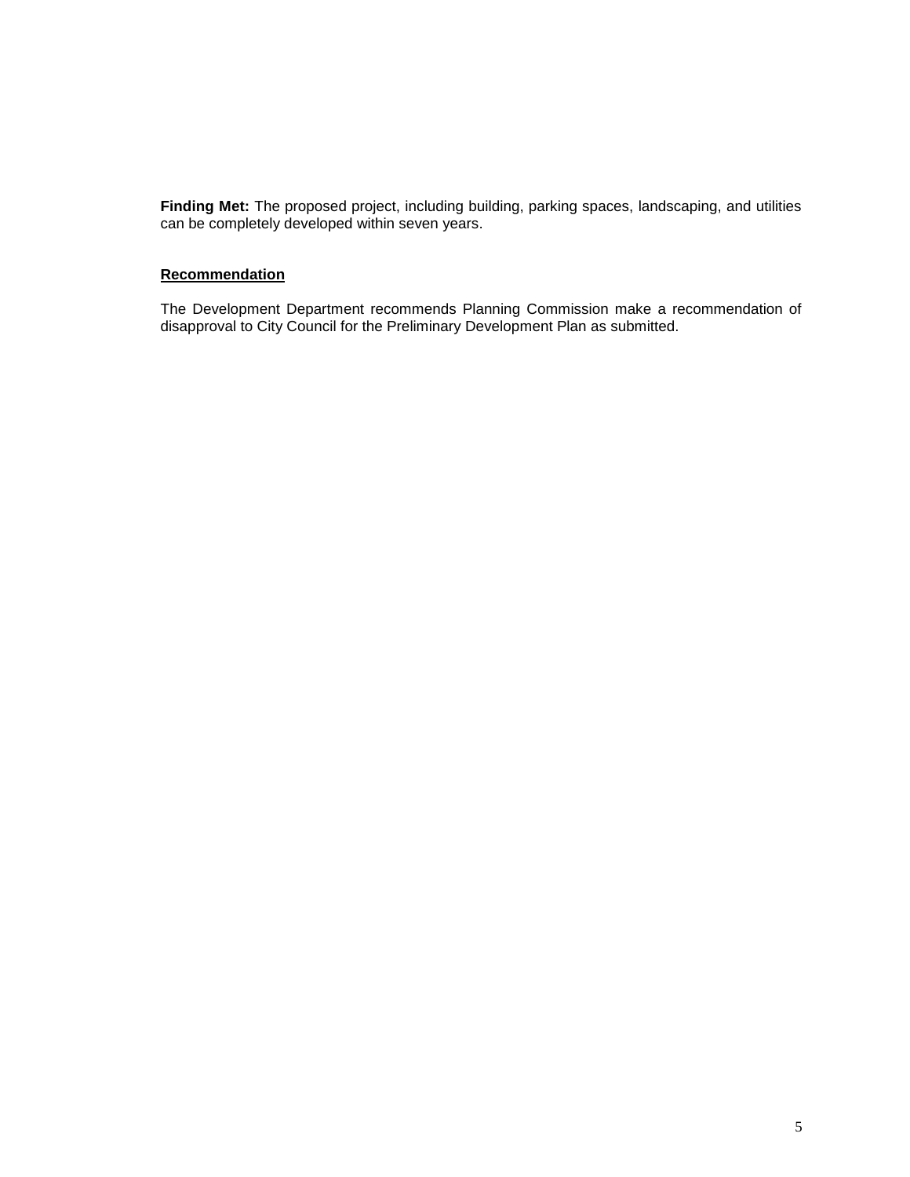**Finding Met:** The proposed project, including building, parking spaces, landscaping, and utilities can be completely developed within seven years.

## Recommendation

The Development Department recommends Planning Commission make a recommendation of disapproval to City Council for the Preliminary Development Plan as submitted.